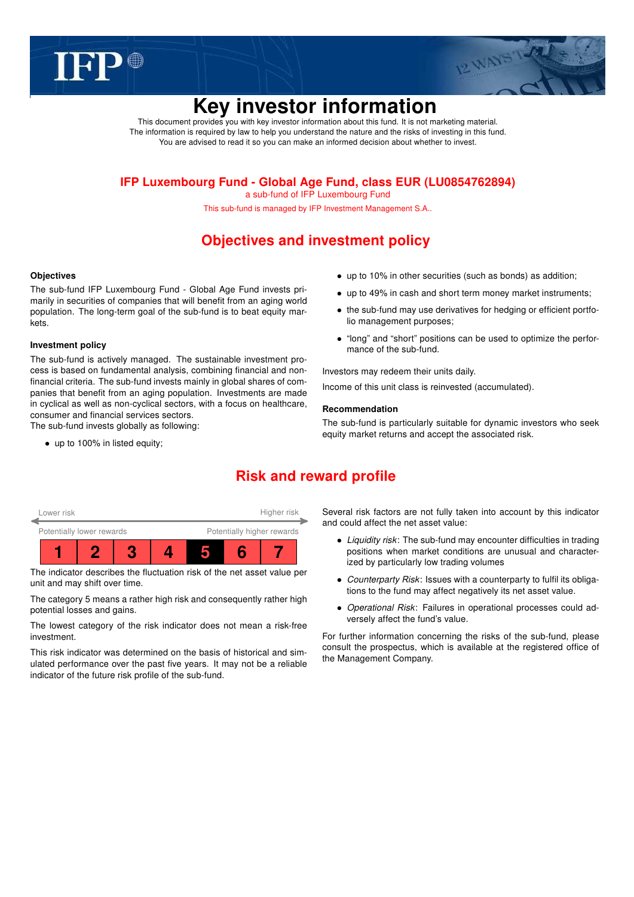# Key investor information

This document provides you with key investor information about this fund. It is not marketing material. The information is required by law to help you understand the nature and the risks of investing in this fund. You are advised to read it so you can make an informed decision about whether to invest.

## IFP Luxembourg Fund - Global Age Fund, class EUR (LU0854762894)

a sub-fund of IFP Luxembourg Fund

This sub-fund is managed by IFP Investment Management S.A..

## Objectives and investment policy

### Objectives

The sub-fund IFP Luxembourg Fund - Global Age Fund invests primarily in securities of companies that will benefit from an aging world population. The long-term goal of the sub-fund is to beat equity markets.

### Investment policy

The sub-fund is actively managed. The sustainable investment process is based on fundamental analysis, combining financial and non-financial criteria. The sub-fund invests mainly in global shares of companies that benefit from an aging population. Investments are made in cyclical as well as non-cyclical sectors, with a focus on healthcare, consumer and financial services sectors.
The sub-fund invests globally as following:

- up to 100% in listed equity;
- up to 10% in other securities (such as bonds) as addition;
- up to 49% in cash and short term money market instruments;
- the sub-fund may use derivatives for hedging or efficient portfolio management purposes;
- "long" and "short" positions can be used to optimize the performance of the sub-fund.

Investors may redeem their units daily.

Income of this unit class is reinvested (accumulated).

### Recommendation

The sub-fund is particularly suitable for dynamic investors who seek equity market returns and accept the associated risk.

## Risk and reward profile

Lower risk — Higher risk

Potentially lower rewards — Potentially higher rewards

| 1 | 2 | 3 | 4 | **5** | 6 | 7 |
|---|---|---|---|---|---|---|

The indicator describes the fluctuation risk of the net asset value per unit and may shift over time.

The category 5 means a rather high risk and consequently rather high potential losses and gains.

The lowest category of the risk indicator does not mean a risk-free investment.

This risk indicator was determined on the basis of historical and simulated performance over the past five years. It may not be a reliable indicator of the future risk profile of the sub-fund.

Several risk factors are not fully taken into account by this indicator and could affect the net asset value:

- *Liquidity risk*: The sub-fund may encounter difficulties in trading positions when market conditions are unusual and characterized by particularly low trading volumes
- *Counterparty Risk*: Issues with a counterparty to fulfil its obligations to the fund may affect negatively its net asset value.
- *Operational Risk*: Failures in operational processes could adversely affect the fund's value.

For further information concerning the risks of the sub-fund, please consult the prospectus, which is available at the registered office of the Management Company.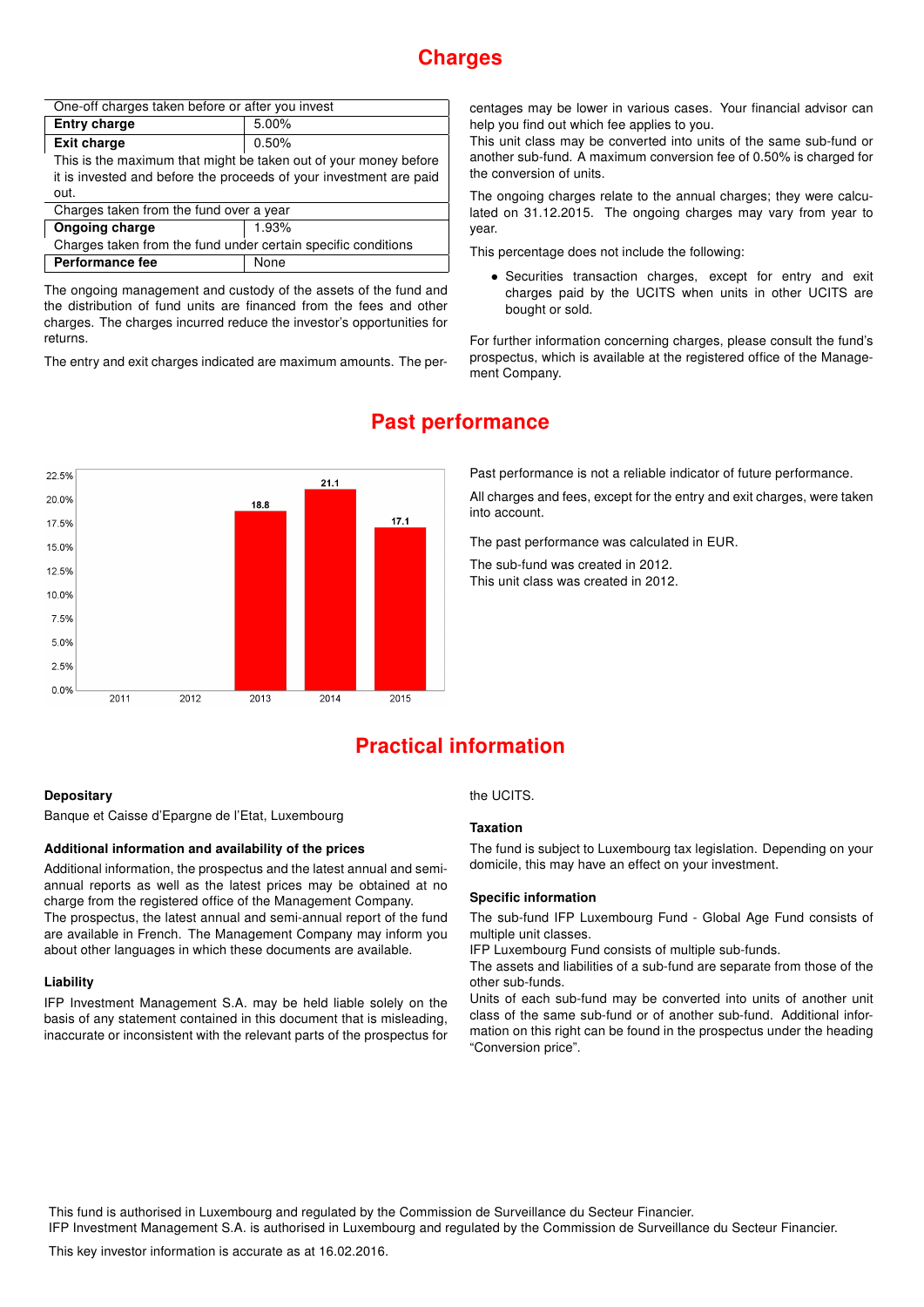# Charges

| | |
|---|---|
| One-off charges taken before or after you invest | |
| **Entry charge** | 5.00% |
| **Exit charge** | 0.50% |
| This is the maximum that might be taken out of your money before it is invested and before the proceeds of your investment are paid out. | |
| Charges taken from the fund over a year | |
| **Ongoing charge** | 1.93% |
| Charges taken from the fund under certain specific conditions | |
| **Performance fee** | None |

The ongoing management and custody of the assets of the fund and the distribution of fund units are financed from the fees and other charges. The charges incurred reduce the investor's opportunities for returns.

The entry and exit charges indicated are maximum amounts. The percentages may be lower in various cases. Your financial advisor can help you find out which fee applies to you.
This unit class may be converted into units of the same sub-fund or another sub-fund. A maximum conversion fee of 0.50% is charged for the conversion of units.

The ongoing charges relate to the annual charges; they were calculated on 31.12.2015. The ongoing charges may vary from year to year.

This percentage does not include the following:

- Securities transaction charges, except for entry and exit charges paid by the UCITS when units in other UCITS are bought or sold.

For further information concerning charges, please consult the fund's prospectus, which is available at the registered office of the Management Company.

# Past performance

22.5%
20.0%
17.5%
15.0%
12.5%
10.0%
7.5%
5.0%
2.5%
0.0%

18.8
21.1
17.1

2011
2012
2013
2014
2015

Past performance is not a reliable indicator of future performance.

All charges and fees, except for the entry and exit charges, were taken into account.

The past performance was calculated in EUR.

The sub-fund was created in 2012.
This unit class was created in 2012.

# Practical information

### Depositary

Banque et Caisse d'Epargne de l'Etat, Luxembourg

### Additional information and availability of the prices

Additional information, the prospectus and the latest annual and semi-annual reports as well as the latest prices may be obtained at no charge from the registered office of the Management Company.
The prospectus, the latest annual and semi-annual report of the fund are available in French. The Management Company may inform you about other languages in which these documents are available.

### Liability

IFP Investment Management S.A. may be held liable solely on the basis of any statement contained in this document that is misleading, inaccurate or inconsistent with the relevant parts of the prospectus for the UCITS.

### Taxation

The fund is subject to Luxembourg tax legislation. Depending on your domicile, this may have an effect on your investment.

### Specific information

The sub-fund IFP Luxembourg Fund - Global Age Fund consists of multiple unit classes.
IFP Luxembourg Fund consists of multiple sub-funds.
The assets and liabilities of a sub-fund are separate from those of the other sub-funds.
Units of each sub-fund may be converted into units of another unit class of the same sub-fund or of another sub-fund. Additional information on this right can be found in the prospectus under the heading "Conversion price".

This fund is authorised in Luxembourg and regulated by the Commission de Surveillance du Secteur Financier.
IFP Investment Management S.A. is authorised in Luxembourg and regulated by the Commission de Surveillance du Secteur Financier.

This key investor information is accurate as at 16.02.2016.